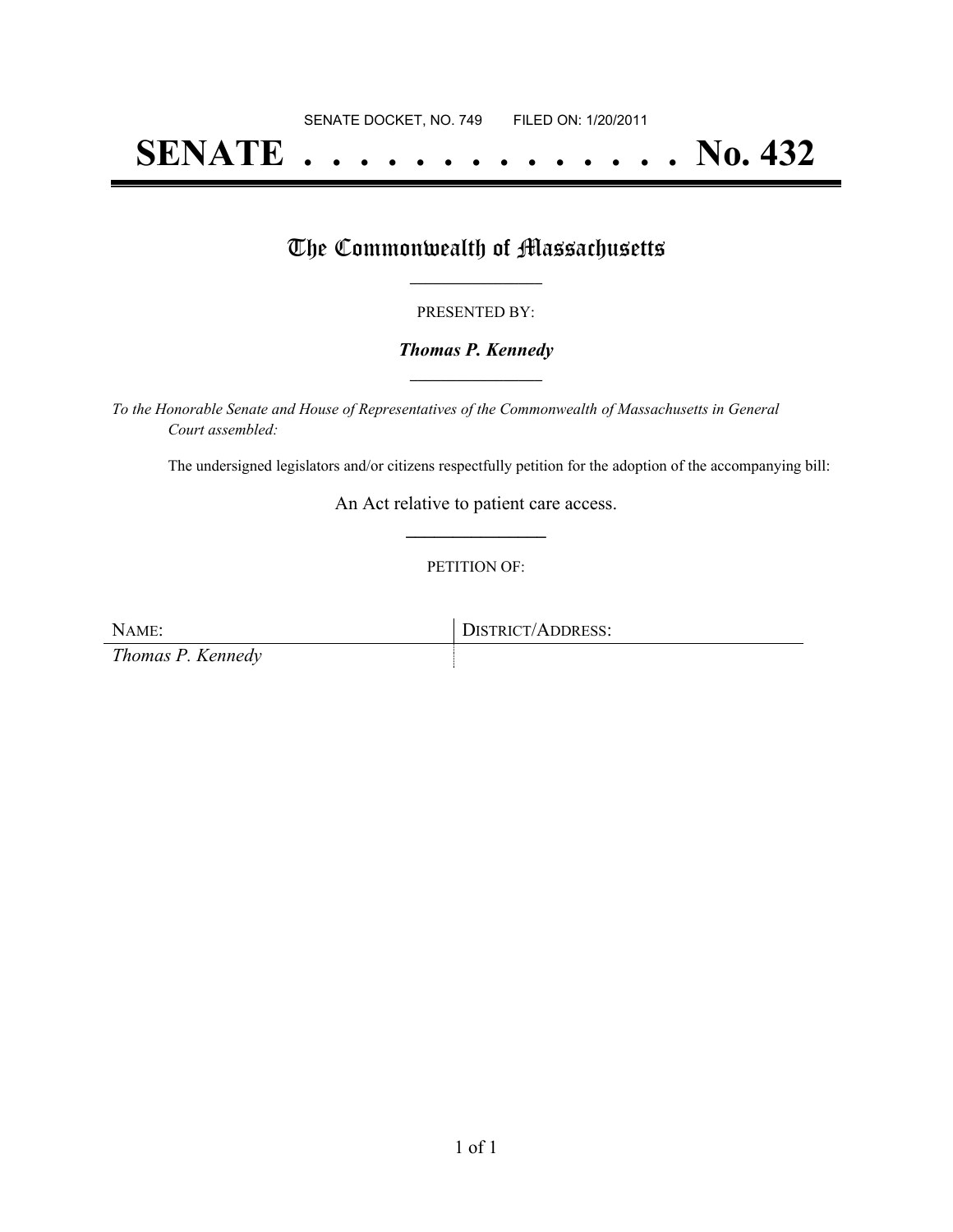SENATE DOCKET, NO. 749        FILED ON: 1/20/2011

# SENATE . . . . . . . . . . . . . . No. 432

## The Commonwealth of Massachusetts

PRESENTED BY:

***Thomas P. Kennedy***

*To the Honorable Senate and House of Representatives of the Commonwealth of Massachusetts in General Court assembled:*

The undersigned legislators and/or citizens respectfully petition for the adoption of the accompanying bill:

An Act relative to patient care access.

PETITION OF:

| NAME: | DISTRICT/ADDRESS: |
| --- | --- |
| *Thomas P. Kennedy* | |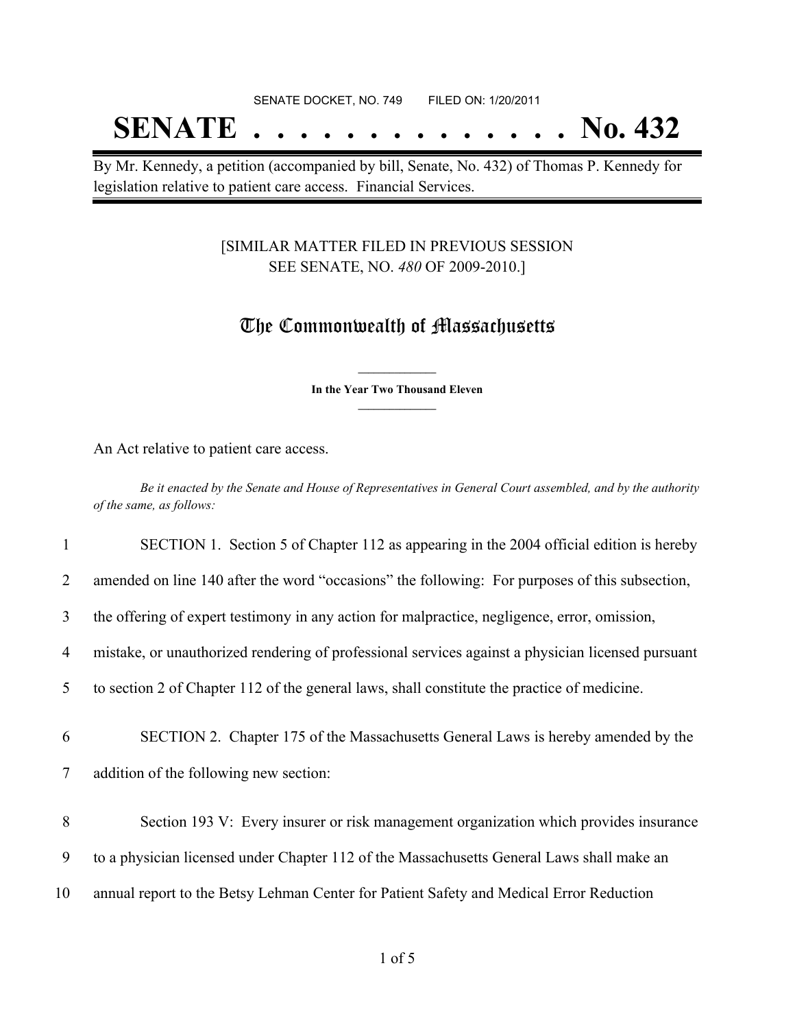SENATE DOCKET, NO. 749        FILED ON: 1/20/2011

# SENATE . . . . . . . . . . . . . . No. 432

By Mr. Kennedy, a petition (accompanied by bill, Senate, No. 432) of Thomas P. Kennedy for legislation relative to patient care access. Financial Services.

[SIMILAR MATTER FILED IN PREVIOUS SESSION
SEE SENATE, NO. *480* OF 2009-2010.]

## The Commonwealth of Massachusetts

**In the Year Two Thousand Eleven**

An Act relative to patient care access.

*Be it enacted by the Senate and House of Representatives in General Court assembled, and by the authority of the same, as follows:*

1 SECTION 1. Section 5 of Chapter 112 as appearing in the 2004 official edition is hereby
2 amended on line 140 after the word "occasions" the following: For purposes of this subsection,
3 the offering of expert testimony in any action for malpractice, negligence, error, omission,
4 mistake, or unauthorized rendering of professional services against a physician licensed pursuant
5 to section 2 of Chapter 112 of the general laws, shall constitute the practice of medicine.

6 SECTION 2. Chapter 175 of the Massachusetts General Laws is hereby amended by the
7 addition of the following new section:

8 Section 193 V: Every insurer or risk management organization which provides insurance
9 to a physician licensed under Chapter 112 of the Massachusetts General Laws shall make an
10 annual report to the Betsy Lehman Center for Patient Safety and Medical Error Reduction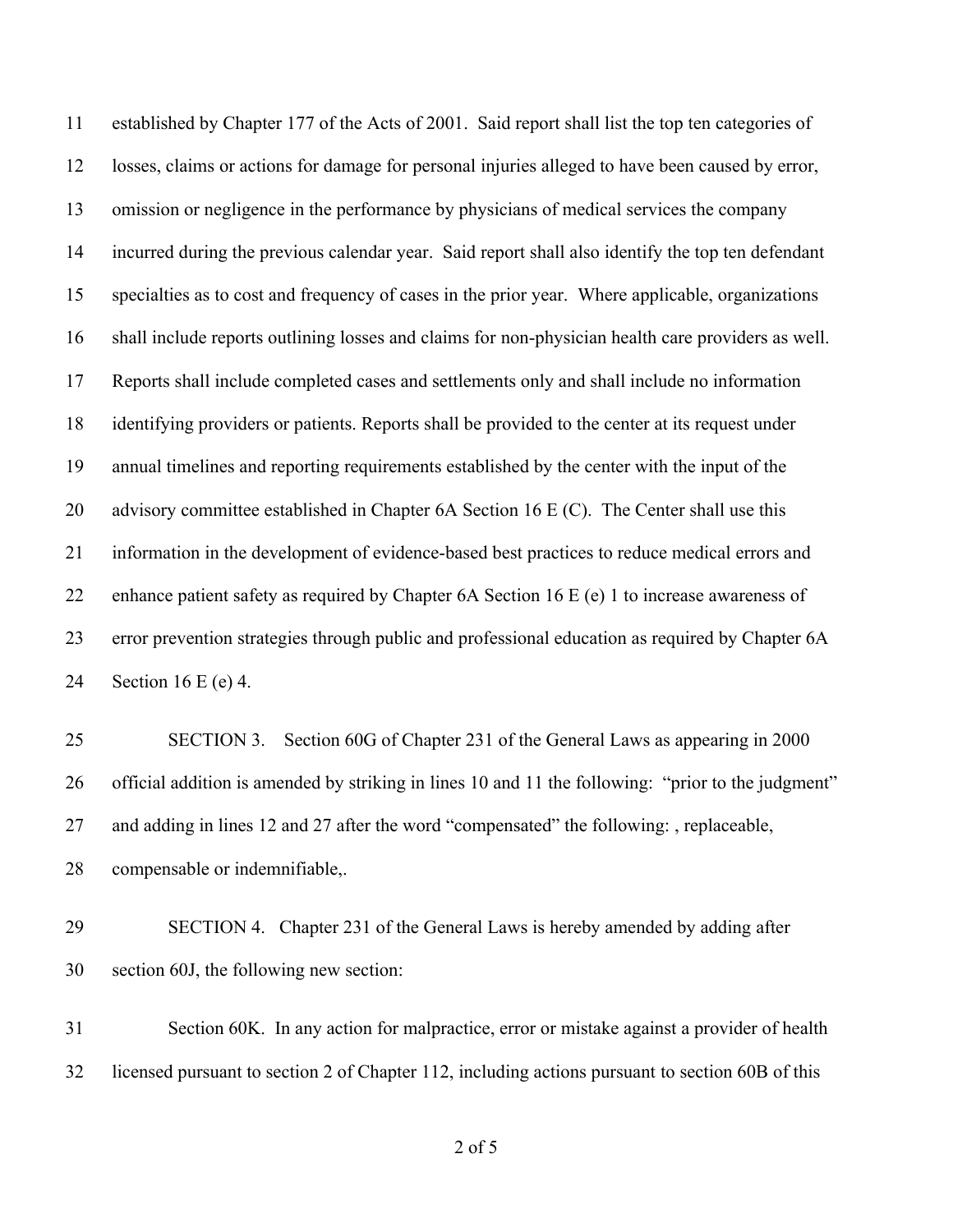established by Chapter 177 of the Acts of 2001. Said report shall list the top ten categories of losses, claims or actions for damage for personal injuries alleged to have been caused by error, omission or negligence in the performance by physicians of medical services the company incurred during the previous calendar year. Said report shall also identify the top ten defendant specialties as to cost and frequency of cases in the prior year. Where applicable, organizations shall include reports outlining losses and claims for non-physician health care providers as well. Reports shall include completed cases and settlements only and shall include no information identifying providers or patients. Reports shall be provided to the center at its request under annual timelines and reporting requirements established by the center with the input of the advisory committee established in Chapter 6A Section 16 E (C). The Center shall use this information in the development of evidence-based best practices to reduce medical errors and enhance patient safety as required by Chapter 6A Section 16 E (e) 1 to increase awareness of error prevention strategies through public and professional education as required by Chapter 6A Section 16 E (e) 4.

SECTION 3. Section 60G of Chapter 231 of the General Laws as appearing in 2000 official addition is amended by striking in lines 10 and 11 the following: "prior to the judgment" and adding in lines 12 and 27 after the word "compensated" the following: , replaceable, compensable or indemnifiable,.

SECTION 4. Chapter 231 of the General Laws is hereby amended by adding after section 60J, the following new section:

Section 60K. In any action for malpractice, error or mistake against a provider of health licensed pursuant to section 2 of Chapter 112, including actions pursuant to section 60B of this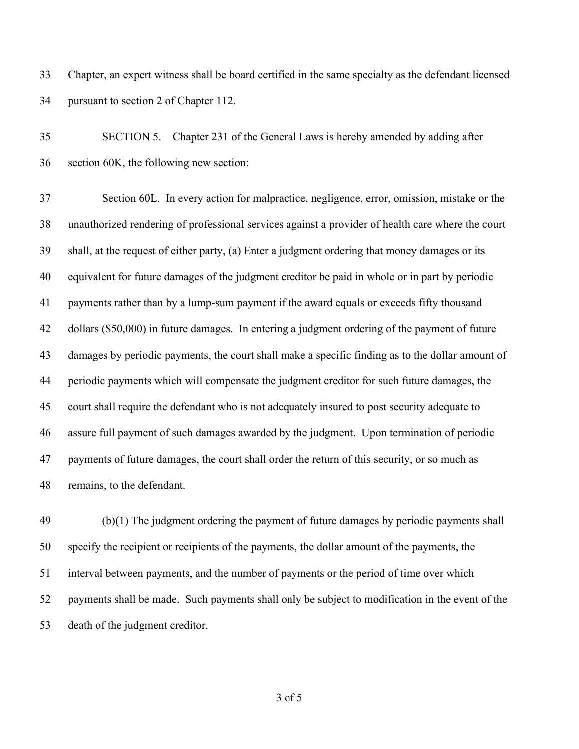Chapter, an expert witness shall be board certified in the same specialty as the defendant licensed pursuant to section 2 of Chapter 112.

SECTION 5. Chapter 231 of the General Laws is hereby amended by adding after section 60K, the following new section:

Section 60L. In every action for malpractice, negligence, error, omission, mistake or the unauthorized rendering of professional services against a provider of health care where the court shall, at the request of either party, (a) Enter a judgment ordering that money damages or its equivalent for future damages of the judgment creditor be paid in whole or in part by periodic payments rather than by a lump-sum payment if the award equals or exceeds fifty thousand dollars ($50,000) in future damages. In entering a judgment ordering of the payment of future damages by periodic payments, the court shall make a specific finding as to the dollar amount of periodic payments which will compensate the judgment creditor for such future damages, the court shall require the defendant who is not adequately insured to post security adequate to assure full payment of such damages awarded by the judgment. Upon termination of periodic payments of future damages, the court shall order the return of this security, or so much as remains, to the defendant.

(b)(1) The judgment ordering the payment of future damages by periodic payments shall specify the recipient or recipients of the payments, the dollar amount of the payments, the interval between payments, and the number of payments or the period of time over which payments shall be made. Such payments shall only be subject to modification in the event of the death of the judgment creditor.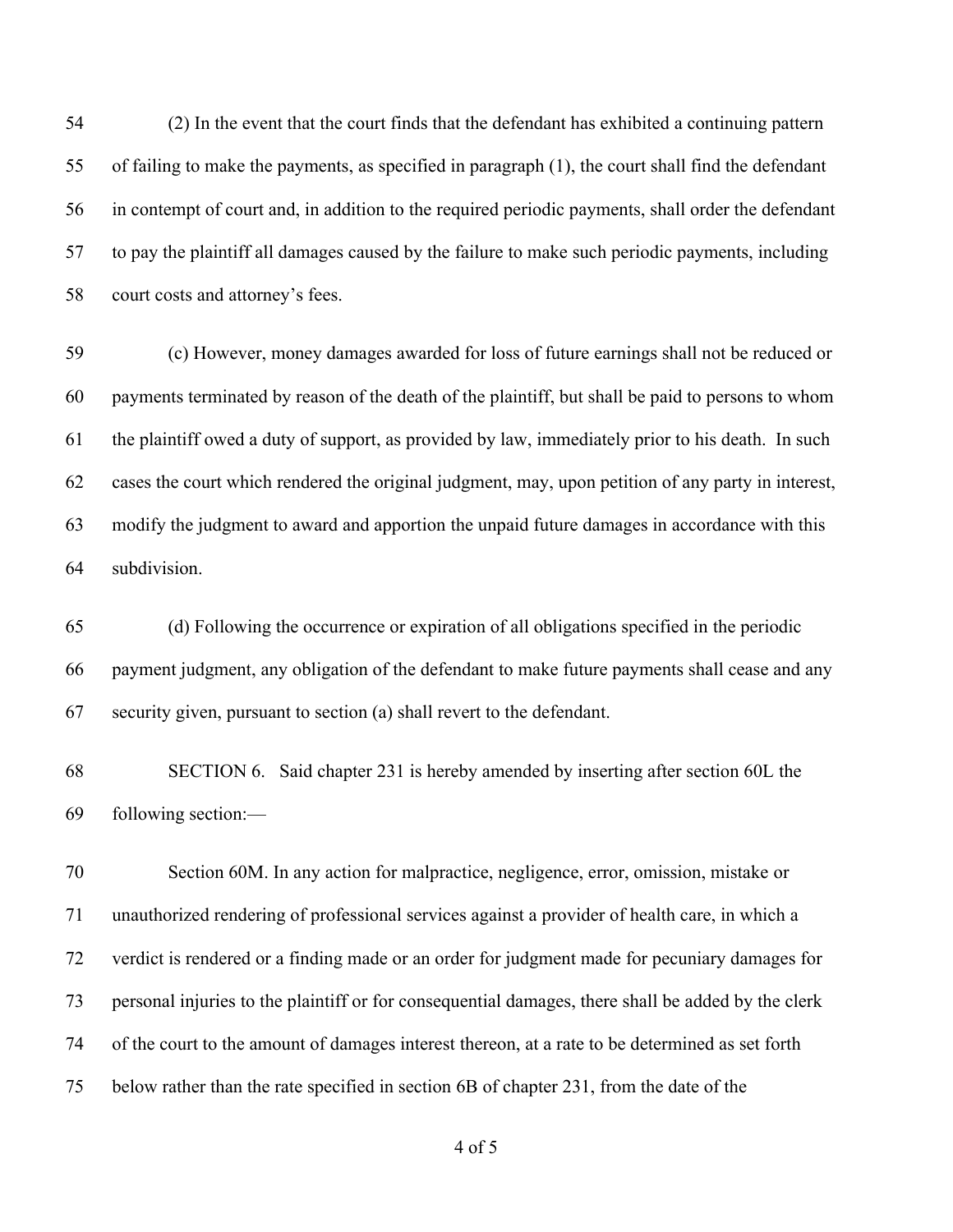(2) In the event that the court finds that the defendant has exhibited a continuing pattern of failing to make the payments, as specified in paragraph (1), the court shall find the defendant in contempt of court and, in addition to the required periodic payments, shall order the defendant to pay the plaintiff all damages caused by the failure to make such periodic payments, including court costs and attorney's fees.

(c) However, money damages awarded for loss of future earnings shall not be reduced or payments terminated by reason of the death of the plaintiff, but shall be paid to persons to whom the plaintiff owed a duty of support, as provided by law, immediately prior to his death. In such cases the court which rendered the original judgment, may, upon petition of any party in interest, modify the judgment to award and apportion the unpaid future damages in accordance with this subdivision.

(d) Following the occurrence or expiration of all obligations specified in the periodic payment judgment, any obligation of the defendant to make future payments shall cease and any security given, pursuant to section (a) shall revert to the defendant.

SECTION 6. Said chapter 231 is hereby amended by inserting after section 60L the following section:—

Section 60M. In any action for malpractice, negligence, error, omission, mistake or unauthorized rendering of professional services against a provider of health care, in which a verdict is rendered or a finding made or an order for judgment made for pecuniary damages for personal injuries to the plaintiff or for consequential damages, there shall be added by the clerk of the court to the amount of damages interest thereon, at a rate to be determined as set forth below rather than the rate specified in section 6B of chapter 231, from the date of the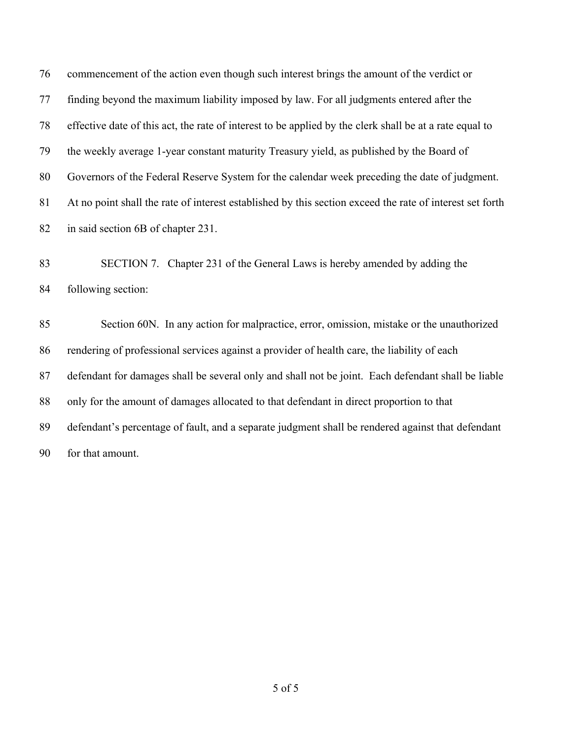commencement of the action even though such interest brings the amount of the verdict or finding beyond the maximum liability imposed by law. For all judgments entered after the effective date of this act, the rate of interest to be applied by the clerk shall be at a rate equal to the weekly average 1-year constant maturity Treasury yield, as published by the Board of Governors of the Federal Reserve System for the calendar week preceding the date of judgment. At no point shall the rate of interest established by this section exceed the rate of interest set forth in said section 6B of chapter 231.

SECTION 7. Chapter 231 of the General Laws is hereby amended by adding the following section:

Section 60N. In any action for malpractice, error, omission, mistake or the unauthorized rendering of professional services against a provider of health care, the liability of each defendant for damages shall be several only and shall not be joint. Each defendant shall be liable only for the amount of damages allocated to that defendant in direct proportion to that defendant's percentage of fault, and a separate judgment shall be rendered against that defendant for that amount.